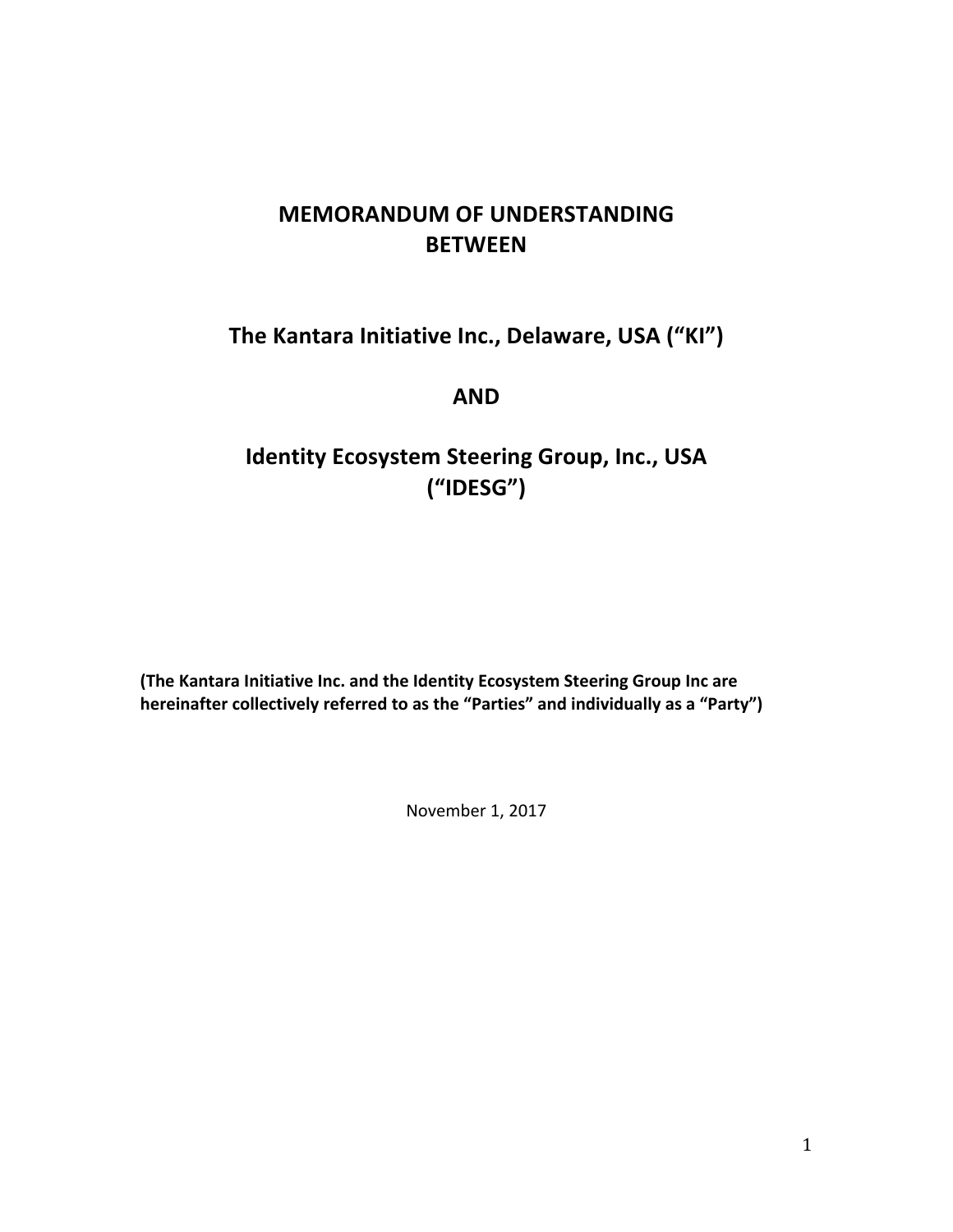# MEMORANDUM OF UNDERSTANDING BETWEEN

## The Kantara Initiative Inc., Delaware, USA ("KI")

## AND

## Identity Ecosystem Steering Group, Inc., USA ("IDESG")

**(The Kantara Initiative Inc. and the Identity Ecosystem Steering Group Inc are hereinafter collectively referred to as the "Parties" and individually as a "Party")**

November 1, 2017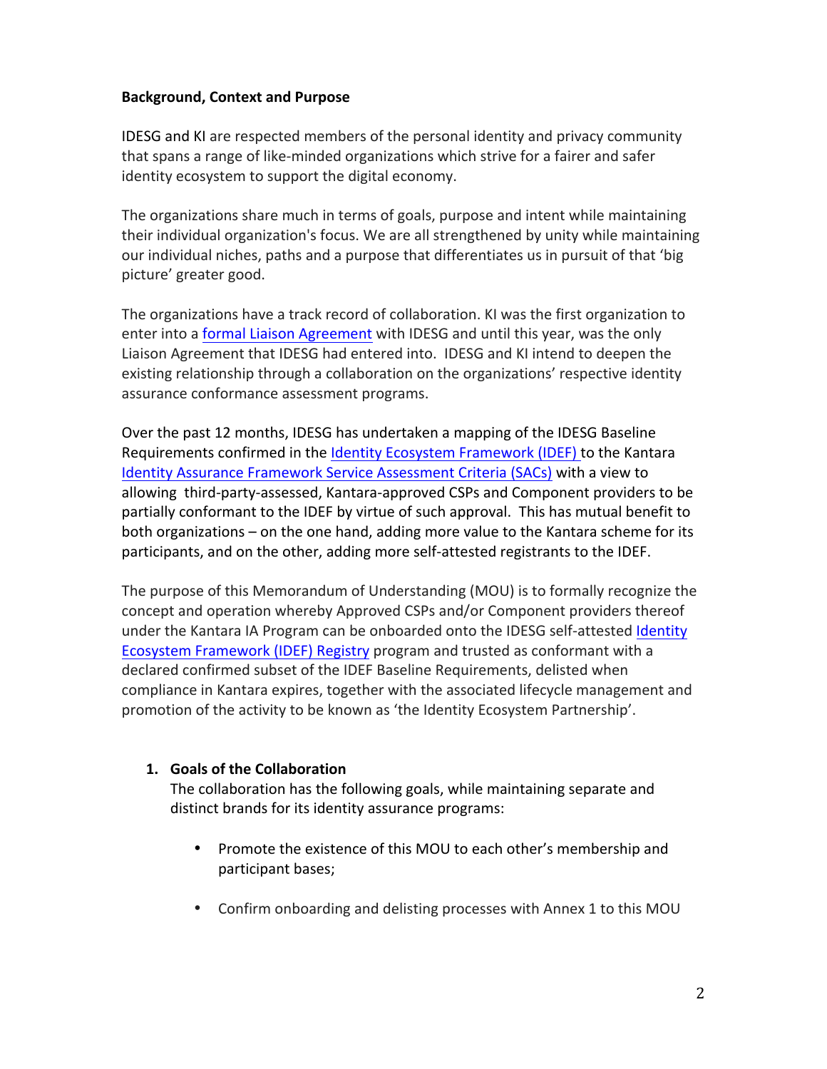**Background, Context and Purpose**

IDESG and KI are respected members of the personal identity and privacy community that spans a range of like-minded organizations which strive for a fairer and safer identity ecosystem to support the digital economy.

The organizations share much in terms of goals, purpose and intent while maintaining their individual organization's focus. We are all strengthened by unity while maintaining our individual niches, paths and a purpose that differentiates us in pursuit of that 'big picture' greater good.

The organizations have a track record of collaboration. KI was the first organization to enter into a formal Liaison Agreement with IDESG and until this year, was the only Liaison Agreement that IDESG had entered into. IDESG and KI intend to deepen the existing relationship through a collaboration on the organizations' respective identity assurance conformance assessment programs.

Over the past 12 months, IDESG has undertaken a mapping of the IDESG Baseline Requirements confirmed in the Identity Ecosystem Framework (IDEF) to the Kantara Identity Assurance Framework Service Assessment Criteria (SACs) with a view to allowing third-party-assessed, Kantara-approved CSPs and Component providers to be partially conformant to the IDEF by virtue of such approval. This has mutual benefit to both organizations – on the one hand, adding more value to the Kantara scheme for its participants, and on the other, adding more self-attested registrants to the IDEF.

The purpose of this Memorandum of Understanding (MOU) is to formally recognize the concept and operation whereby Approved CSPs and/or Component providers thereof under the Kantara IA Program can be onboarded onto the IDESG self-attested Identity Ecosystem Framework (IDEF) Registry program and trusted as conformant with a declared confirmed subset of the IDEF Baseline Requirements, delisted when compliance in Kantara expires, together with the associated lifecycle management and promotion of the activity to be known as 'the Identity Ecosystem Partnership'.

1. **Goals of the Collaboration**

   The collaboration has the following goals, while maintaining separate and distinct brands for its identity assurance programs:

   - Promote the existence of this MOU to each other's membership and participant bases;

   - Confirm onboarding and delisting processes with Annex 1 to this MOU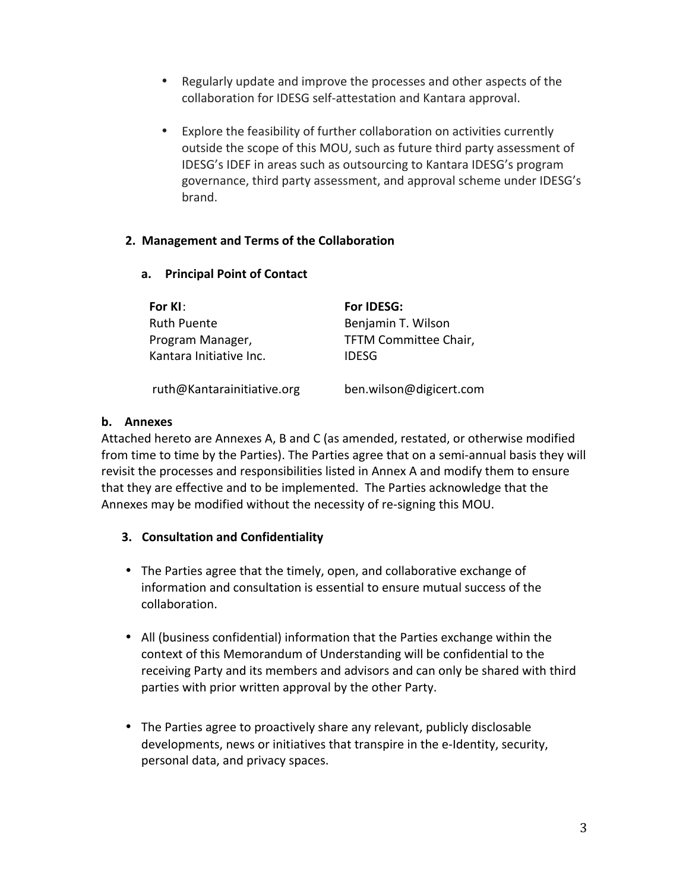- Regularly update and improve the processes and other aspects of the collaboration for IDESG self-attestation and Kantara approval.

- Explore the feasibility of further collaboration on activities currently outside the scope of this MOU, such as future third party assessment of IDESG's IDEF in areas such as outsourcing to Kantara IDESG's program governance, third party assessment, and approval scheme under IDESG's brand.

## 2. Management and Terms of the Collaboration

### a. Principal Point of Contact

| **For KI**: | **For IDESG:** |
|---|---|
| Ruth Puente | Benjamin T. Wilson |
| Program Manager, | TFTM Committee Chair, |
| Kantara Initiative Inc. | IDESG |
| ruth@Kantarainitiative.org | ben.wilson@digicert.com |

### b. Annexes

Attached hereto are Annexes A, B and C (as amended, restated, or otherwise modified from time to time by the Parties). The Parties agree that on a semi-annual basis they will revisit the processes and responsibilities listed in Annex A and modify them to ensure that they are effective and to be implemented. The Parties acknowledge that the Annexes may be modified without the necessity of re-signing this MOU.

## 3. Consultation and Confidentiality

- The Parties agree that the timely, open, and collaborative exchange of information and consultation is essential to ensure mutual success of the collaboration.

- All (business confidential) information that the Parties exchange within the context of this Memorandum of Understanding will be confidential to the receiving Party and its members and advisors and can only be shared with third parties with prior written approval by the other Party.

- The Parties agree to proactively share any relevant, publicly disclosable developments, news or initiatives that transpire in the e-Identity, security, personal data, and privacy spaces.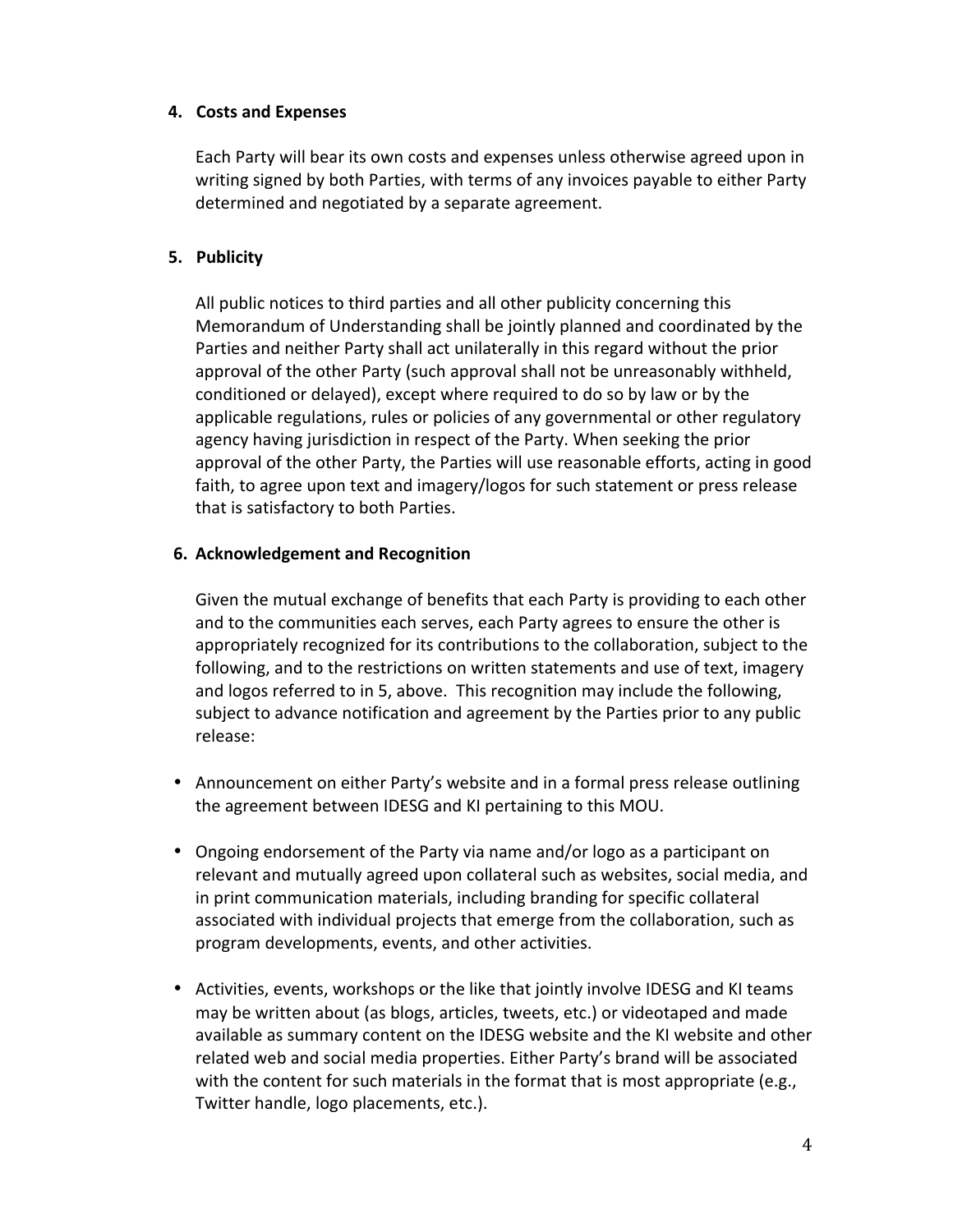**4. Costs and Expenses**

Each Party will bear its own costs and expenses unless otherwise agreed upon in writing signed by both Parties, with terms of any invoices payable to either Party determined and negotiated by a separate agreement.

**5. Publicity**

All public notices to third parties and all other publicity concerning this Memorandum of Understanding shall be jointly planned and coordinated by the Parties and neither Party shall act unilaterally in this regard without the prior approval of the other Party (such approval shall not be unreasonably withheld, conditioned or delayed), except where required to do so by law or by the applicable regulations, rules or policies of any governmental or other regulatory agency having jurisdiction in respect of the Party. When seeking the prior approval of the other Party, the Parties will use reasonable efforts, acting in good faith, to agree upon text and imagery/logos for such statement or press release that is satisfactory to both Parties.

**6. Acknowledgement and Recognition**

Given the mutual exchange of benefits that each Party is providing to each other and to the communities each serves, each Party agrees to ensure the other is appropriately recognized for its contributions to the collaboration, subject to the following, and to the restrictions on written statements and use of text, imagery and logos referred to in 5, above. This recognition may include the following, subject to advance notification and agreement by the Parties prior to any public release:

- Announcement on either Party's website and in a formal press release outlining the agreement between IDESG and KI pertaining to this MOU.

- Ongoing endorsement of the Party via name and/or logo as a participant on relevant and mutually agreed upon collateral such as websites, social media, and in print communication materials, including branding for specific collateral associated with individual projects that emerge from the collaboration, such as program developments, events, and other activities.

- Activities, events, workshops or the like that jointly involve IDESG and KI teams may be written about (as blogs, articles, tweets, etc.) or videotaped and made available as summary content on the IDESG website and the KI website and other related web and social media properties. Either Party's brand will be associated with the content for such materials in the format that is most appropriate (e.g., Twitter handle, logo placements, etc.).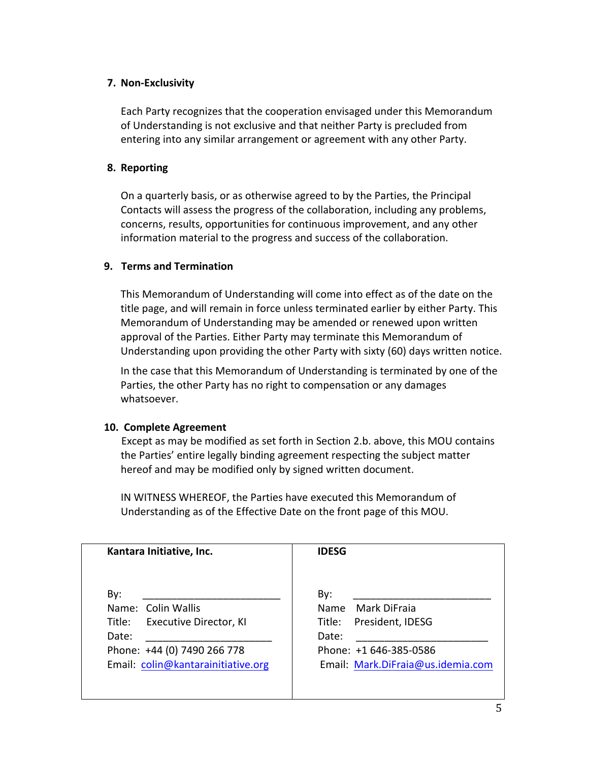## 7. Non-Exclusivity

Each Party recognizes that the cooperation envisaged under this Memorandum of Understanding is not exclusive and that neither Party is precluded from entering into any similar arrangement or agreement with any other Party.

## 8. Reporting

On a quarterly basis, or as otherwise agreed to by the Parties, the Principal Contacts will assess the progress of the collaboration, including any problems, concerns, results, opportunities for continuous improvement, and any other information material to the progress and success of the collaboration.

## 9. Terms and Termination

This Memorandum of Understanding will come into effect as of the date on the title page, and will remain in force unless terminated earlier by either Party. This Memorandum of Understanding may be amended or renewed upon written approval of the Parties. Either Party may terminate this Memorandum of Understanding upon providing the other Party with sixty (60) days written notice.

In the case that this Memorandum of Understanding is terminated by one of the Parties, the other Party has no right to compensation or any damages whatsoever.

## 10. Complete Agreement

Except as may be modified as set forth in Section 2.b. above, this MOU contains the Parties' entire legally binding agreement respecting the subject matter hereof and may be modified only by signed written document.

IN WITNESS WHEREOF, the Parties have executed this Memorandum of Understanding as of the Effective Date on the front page of this MOU.

| **Kantara Initiative, Inc.** | **IDESG** |
|---|---|
| By: ________________________ | By: ________________________ |
| Name: Colin Wallis | Name Mark DiFraia |
| Title: Executive Director, KI | Title: President, IDESG |
| Date: ______________________ | Date: ______________________ |
| Phone: +44 (0) 7490 266 778 | Phone: +1 646-385-0586 |
| Email: colin@kantarainitiative.org | Email: Mark.DiFraia@us.idemia.com |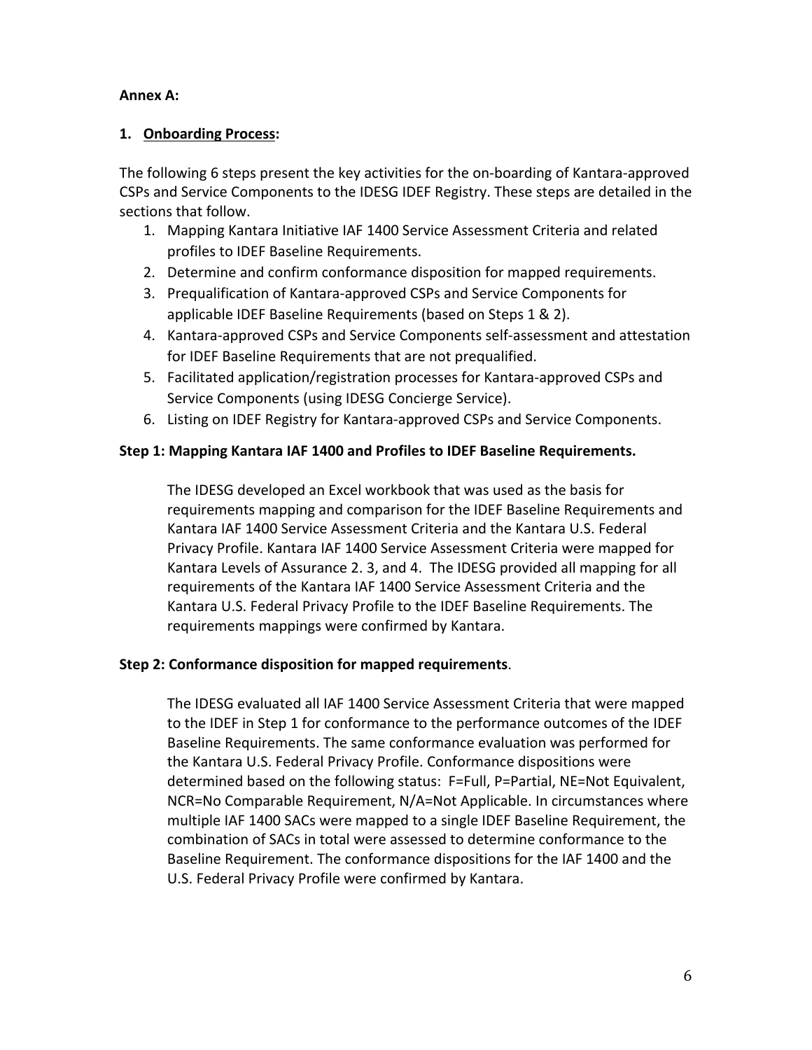**Annex A:**

## 1. <u>Onboarding Process</u>:

The following 6 steps present the key activities for the on-boarding of Kantara-approved CSPs and Service Components to the IDESG IDEF Registry. These steps are detailed in the sections that follow.

1. Mapping Kantara Initiative IAF 1400 Service Assessment Criteria and related profiles to IDEF Baseline Requirements.
2. Determine and confirm conformance disposition for mapped requirements.
3. Prequalification of Kantara-approved CSPs and Service Components for applicable IDEF Baseline Requirements (based on Steps 1 & 2).
4. Kantara-approved CSPs and Service Components self-assessment and attestation for IDEF Baseline Requirements that are not prequalified.
5. Facilitated application/registration processes for Kantara-approved CSPs and Service Components (using IDESG Concierge Service).
6. Listing on IDEF Registry for Kantara-approved CSPs and Service Components.

**Step 1: Mapping Kantara IAF 1400 and Profiles to IDEF Baseline Requirements.**

The IDESG developed an Excel workbook that was used as the basis for requirements mapping and comparison for the IDEF Baseline Requirements and Kantara IAF 1400 Service Assessment Criteria and the Kantara U.S. Federal Privacy Profile. Kantara IAF 1400 Service Assessment Criteria were mapped for Kantara Levels of Assurance 2. 3, and 4. The IDESG provided all mapping for all requirements of the Kantara IAF 1400 Service Assessment Criteria and the Kantara U.S. Federal Privacy Profile to the IDEF Baseline Requirements. The requirements mappings were confirmed by Kantara.

**Step 2: Conformance disposition for mapped requirements**.

The IDESG evaluated all IAF 1400 Service Assessment Criteria that were mapped to the IDEF in Step 1 for conformance to the performance outcomes of the IDEF Baseline Requirements. The same conformance evaluation was performed for the Kantara U.S. Federal Privacy Profile. Conformance dispositions were determined based on the following status: F=Full, P=Partial, NE=Not Equivalent, NCR=No Comparable Requirement, N/A=Not Applicable. In circumstances where multiple IAF 1400 SACs were mapped to a single IDEF Baseline Requirement, the combination of SACs in total were assessed to determine conformance to the Baseline Requirement. The conformance dispositions for the IAF 1400 and the U.S. Federal Privacy Profile were confirmed by Kantara.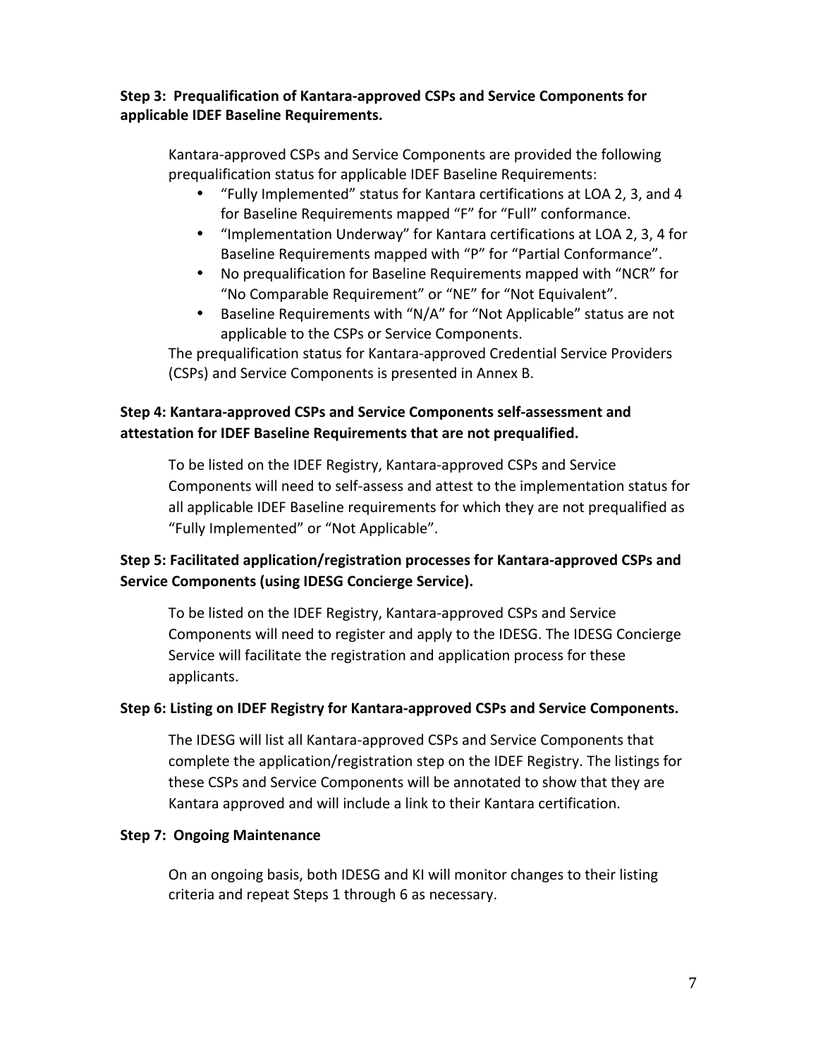**Step 3: Prequalification of Kantara-approved CSPs and Service Components for applicable IDEF Baseline Requirements.**

Kantara-approved CSPs and Service Components are provided the following prequalification status for applicable IDEF Baseline Requirements:

- "Fully Implemented" status for Kantara certifications at LOA 2, 3, and 4 for Baseline Requirements mapped "F" for "Full" conformance.
- "Implementation Underway" for Kantara certifications at LOA 2, 3, 4 for Baseline Requirements mapped with "P" for "Partial Conformance".
- No prequalification for Baseline Requirements mapped with "NCR" for "No Comparable Requirement" or "NE" for "Not Equivalent".
- Baseline Requirements with "N/A" for "Not Applicable" status are not applicable to the CSPs or Service Components.

The prequalification status for Kantara-approved Credential Service Providers (CSPs) and Service Components is presented in Annex B.

**Step 4: Kantara-approved CSPs and Service Components self-assessment and attestation for IDEF Baseline Requirements that are not prequalified.**

To be listed on the IDEF Registry, Kantara-approved CSPs and Service Components will need to self-assess and attest to the implementation status for all applicable IDEF Baseline requirements for which they are not prequalified as "Fully Implemented" or "Not Applicable".

**Step 5: Facilitated application/registration processes for Kantara-approved CSPs and Service Components (using IDESG Concierge Service).**

To be listed on the IDEF Registry, Kantara-approved CSPs and Service Components will need to register and apply to the IDESG. The IDESG Concierge Service will facilitate the registration and application process for these applicants.

**Step 6: Listing on IDEF Registry for Kantara-approved CSPs and Service Components.**

The IDESG will list all Kantara-approved CSPs and Service Components that complete the application/registration step on the IDEF Registry. The listings for these CSPs and Service Components will be annotated to show that they are Kantara approved and will include a link to their Kantara certification.

**Step 7: Ongoing Maintenance**

On an ongoing basis, both IDESG and KI will monitor changes to their listing criteria and repeat Steps 1 through 6 as necessary.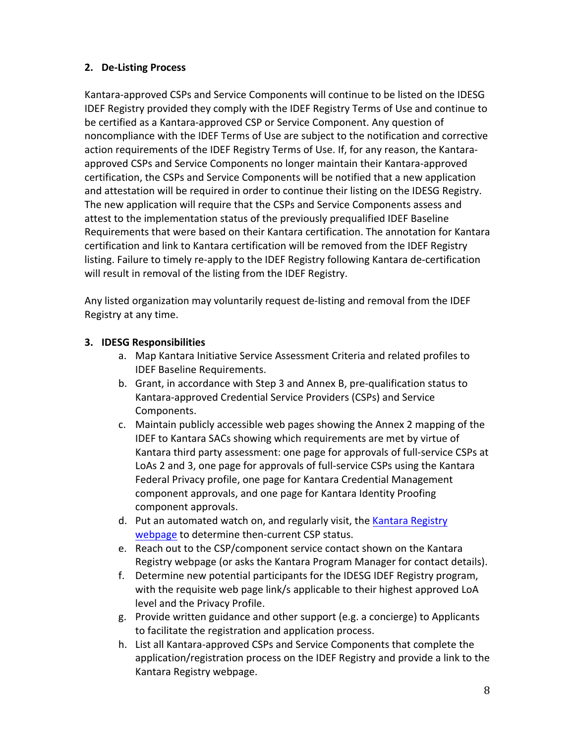## 2. De-Listing Process

Kantara-approved CSPs and Service Components will continue to be listed on the IDESG IDEF Registry provided they comply with the IDEF Registry Terms of Use and continue to be certified as a Kantara-approved CSP or Service Component. Any question of noncompliance with the IDEF Terms of Use are subject to the notification and corrective action requirements of the IDEF Registry Terms of Use. If, for any reason, the Kantara-approved CSPs and Service Components no longer maintain their Kantara-approved certification, the CSPs and Service Components will be notified that a new application and attestation will be required in order to continue their listing on the IDESG Registry. The new application will require that the CSPs and Service Components assess and attest to the implementation status of the previously prequalified IDEF Baseline Requirements that were based on their Kantara certification. The annotation for Kantara certification and link to Kantara certification will be removed from the IDEF Registry listing. Failure to timely re-apply to the IDEF Registry following Kantara de-certification will result in removal of the listing from the IDEF Registry.

Any listed organization may voluntarily request de-listing and removal from the IDEF Registry at any time.

## 3. IDESG Responsibilities

a. Map Kantara Initiative Service Assessment Criteria and related profiles to IDEF Baseline Requirements.
b. Grant, in accordance with Step 3 and Annex B, pre-qualification status to Kantara-approved Credential Service Providers (CSPs) and Service Components.
c. Maintain publicly accessible web pages showing the Annex 2 mapping of the IDEF to Kantara SACs showing which requirements are met by virtue of Kantara third party assessment: one page for approvals of full-service CSPs at LoAs 2 and 3, one page for approvals of full-service CSPs using the Kantara Federal Privacy profile, one page for Kantara Credential Management component approvals, and one page for Kantara Identity Proofing component approvals.
d. Put an automated watch on, and regularly visit, the Kantara Registry webpage to determine then-current CSP status.
e. Reach out to the CSP/component service contact shown on the Kantara Registry webpage (or asks the Kantara Program Manager for contact details).
f. Determine new potential participants for the IDESG IDEF Registry program, with the requisite web page link/s applicable to their highest approved LoA level and the Privacy Profile.
g. Provide written guidance and other support (e.g. a concierge) to Applicants to facilitate the registration and application process.
h. List all Kantara-approved CSPs and Service Components that complete the application/registration process on the IDEF Registry and provide a link to the Kantara Registry webpage.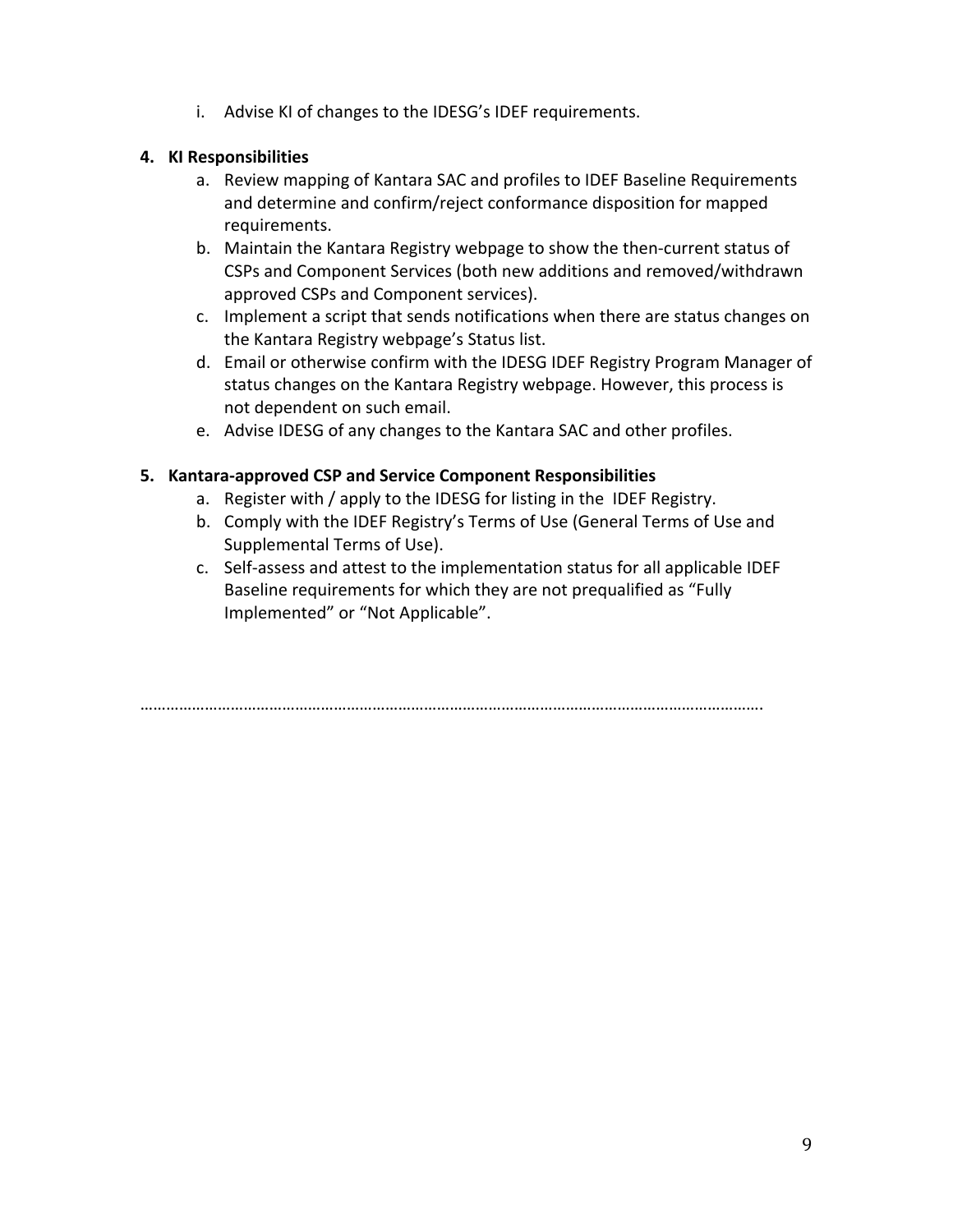i. Advise KI of changes to the IDESG's IDEF requirements.

**4. KI Responsibilities**

a. Review mapping of Kantara SAC and profiles to IDEF Baseline Requirements and determine and confirm/reject conformance disposition for mapped requirements.
b. Maintain the Kantara Registry webpage to show the then-current status of CSPs and Component Services (both new additions and removed/withdrawn approved CSPs and Component services).
c. Implement a script that sends notifications when there are status changes on the Kantara Registry webpage's Status list.
d. Email or otherwise confirm with the IDESG IDEF Registry Program Manager of status changes on the Kantara Registry webpage. However, this process is not dependent on such email.
e. Advise IDESG of any changes to the Kantara SAC and other profiles.

**5. Kantara-approved CSP and Service Component Responsibilities**

a. Register with / apply to the IDESG for listing in the IDEF Registry.
b. Comply with the IDEF Registry's Terms of Use (General Terms of Use and Supplemental Terms of Use).
c. Self-assess and attest to the implementation status for all applicable IDEF Baseline requirements for which they are not prequalified as "Fully Implemented" or "Not Applicable".

…………………………………………………………………………………………………………………………….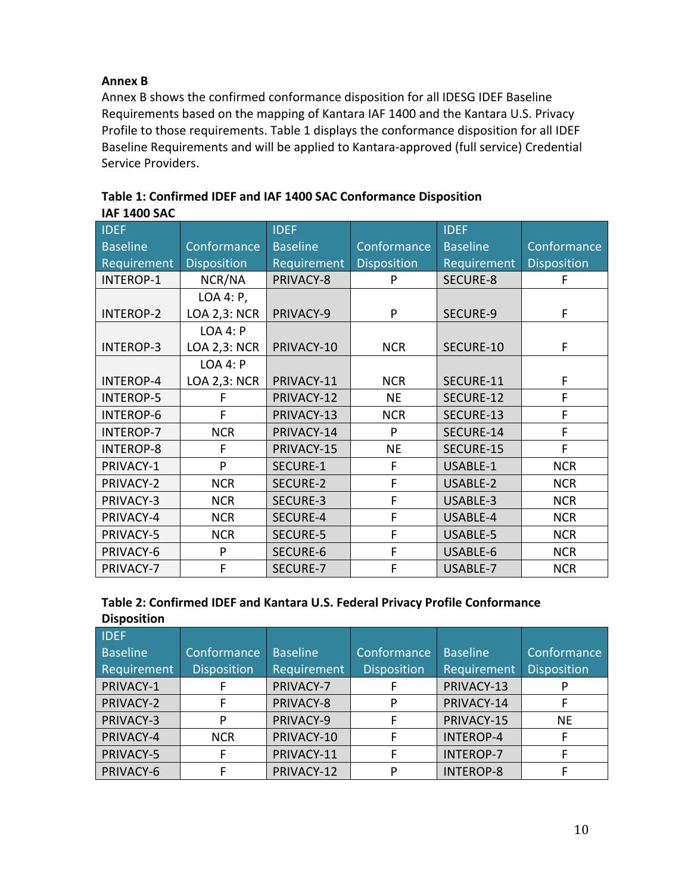**Annex B**

Annex B shows the confirmed conformance disposition for all IDESG IDEF Baseline Requirements based on the mapping of Kantara IAF 1400 and the Kantara U.S. Privacy Profile to those requirements. Table 1 displays the conformance disposition for all IDEF Baseline Requirements and will be applied to Kantara-approved (full service) Credential Service Providers.

**Table 1: Confirmed IDEF and IAF 1400 SAC Conformance Disposition**

**IAF 1400 SAC**

| IDEF Baseline Requirement | Conformance Disposition | IDEF Baseline Requirement | Conformance Disposition | IDEF Baseline Requirement | Conformance Disposition |
|---|---|---|---|---|---|
| INTEROP-1 | NCR/NA | PRIVACY-8 | P | SECURE-8 | F |
| INTEROP-2 | LOA 4: P, LOA 2,3: NCR | PRIVACY-9 | P | SECURE-9 | F |
| INTEROP-3 | LOA 4: P LOA 2,3: NCR | PRIVACY-10 | NCR | SECURE-10 | F |
| INTEROP-4 | LOA 4: P LOA 2,3: NCR | PRIVACY-11 | NCR | SECURE-11 | F |
| INTEROP-5 | F | PRIVACY-12 | NE | SECURE-12 | F |
| INTEROP-6 | F | PRIVACY-13 | NCR | SECURE-13 | F |
| INTEROP-7 | NCR | PRIVACY-14 | P | SECURE-14 | F |
| INTEROP-8 | F | PRIVACY-15 | NE | SECURE-15 | F |
| PRIVACY-1 | P | SECURE-1 | F | USABLE-1 | NCR |
| PRIVACY-2 | NCR | SECURE-2 | F | USABLE-2 | NCR |
| PRIVACY-3 | NCR | SECURE-3 | F | USABLE-3 | NCR |
| PRIVACY-4 | NCR | SECURE-4 | F | USABLE-4 | NCR |
| PRIVACY-5 | NCR | SECURE-5 | F | USABLE-5 | NCR |
| PRIVACY-6 | P | SECURE-6 | F | USABLE-6 | NCR |
| PRIVACY-7 | F | SECURE-7 | F | USABLE-7 | NCR |

**Table 2: Confirmed IDEF and Kantara U.S. Federal Privacy Profile Conformance Disposition**

| IDEF Baseline Requirement | Conformance Disposition | Baseline Requirement | Conformance Disposition | Baseline Requirement | Conformance Disposition |
|---|---|---|---|---|---|
| PRIVACY-1 | F | PRIVACY-7 | F | PRIVACY-13 | P |
| PRIVACY-2 | F | PRIVACY-8 | P | PRIVACY-14 | F |
| PRIVACY-3 | P | PRIVACY-9 | F | PRIVACY-15 | NE |
| PRIVACY-4 | NCR | PRIVACY-10 | F | INTEROP-4 | F |
| PRIVACY-5 | F | PRIVACY-11 | F | INTEROP-7 | F |
| PRIVACY-6 | F | PRIVACY-12 | P | INTEROP-8 | F |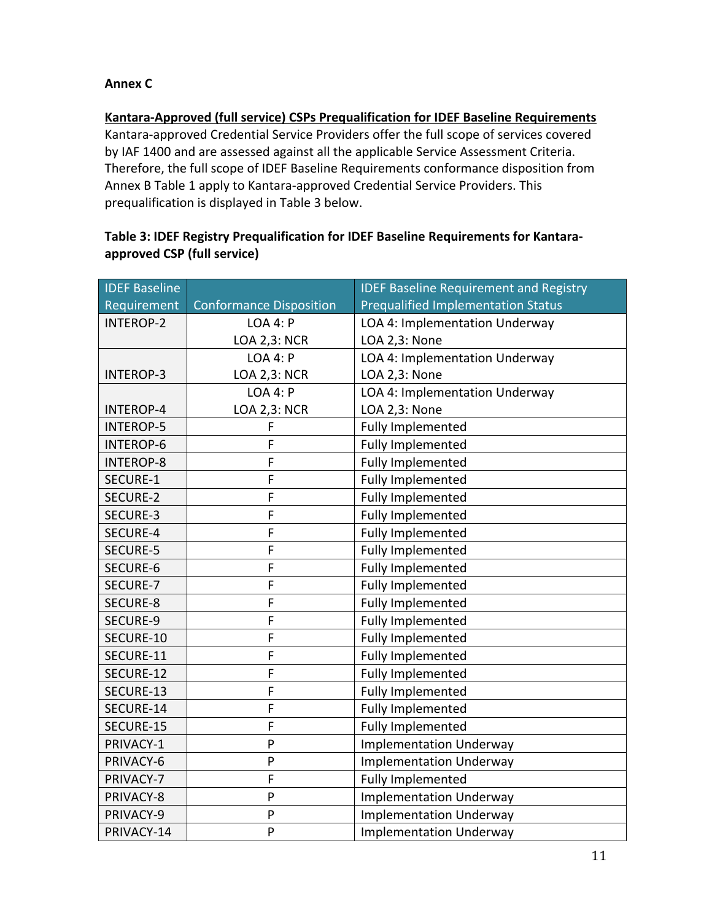**Annex C**

**Kantara-Approved (full service) CSPs Prequalification for IDEF Baseline Requirements**

Kantara-approved Credential Service Providers offer the full scope of services covered by IAF 1400 and are assessed against all the applicable Service Assessment Criteria. Therefore, the full scope of IDEF Baseline Requirements conformance disposition from Annex B Table 1 apply to Kantara-approved Credential Service Providers. This prequalification is displayed in Table 3 below.

**Table 3: IDEF Registry Prequalification for IDEF Baseline Requirements for Kantara-approved CSP (full service)**

| IDEF Baseline Requirement | Conformance Disposition | IDEF Baseline Requirement and Registry Prequalified Implementation Status |
|---|---|---|
| INTEROP-2 | LOA 4: P<br>LOA 2,3: NCR | LOA 4: Implementation Underway<br>LOA 2,3: None |
| INTEROP-3 | LOA 4: P<br>LOA 2,3: NCR | LOA 4: Implementation Underway<br>LOA 2,3: None |
| INTEROP-4 | LOA 4: P<br>LOA 2,3: NCR | LOA 4: Implementation Underway<br>LOA 2,3: None |
| INTEROP-5 | F | Fully Implemented |
| INTEROP-6 | F | Fully Implemented |
| INTEROP-8 | F | Fully Implemented |
| SECURE-1 | F | Fully Implemented |
| SECURE-2 | F | Fully Implemented |
| SECURE-3 | F | Fully Implemented |
| SECURE-4 | F | Fully Implemented |
| SECURE-5 | F | Fully Implemented |
| SECURE-6 | F | Fully Implemented |
| SECURE-7 | F | Fully Implemented |
| SECURE-8 | F | Fully Implemented |
| SECURE-9 | F | Fully Implemented |
| SECURE-10 | F | Fully Implemented |
| SECURE-11 | F | Fully Implemented |
| SECURE-12 | F | Fully Implemented |
| SECURE-13 | F | Fully Implemented |
| SECURE-14 | F | Fully Implemented |
| SECURE-15 | F | Fully Implemented |
| PRIVACY-1 | P | Implementation Underway |
| PRIVACY-6 | P | Implementation Underway |
| PRIVACY-7 | F | Fully Implemented |
| PRIVACY-8 | P | Implementation Underway |
| PRIVACY-9 | P | Implementation Underway |
| PRIVACY-14 | P | Implementation Underway |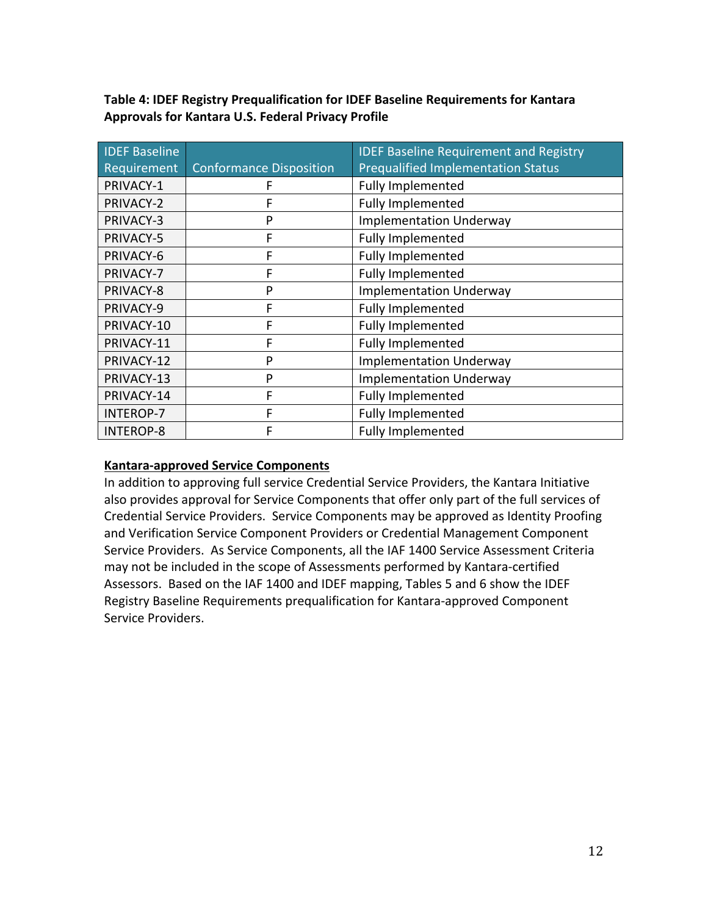**Table 4: IDEF Registry Prequalification for IDEF Baseline Requirements for Kantara Approvals for Kantara U.S. Federal Privacy Profile**

| IDEF Baseline Requirement | Conformance Disposition | IDEF Baseline Requirement and Registry Prequalified Implementation Status |
|---|---|---|
| PRIVACY-1 | F | Fully Implemented |
| PRIVACY-2 | F | Fully Implemented |
| PRIVACY-3 | P | Implementation Underway |
| PRIVACY-5 | F | Fully Implemented |
| PRIVACY-6 | F | Fully Implemented |
| PRIVACY-7 | F | Fully Implemented |
| PRIVACY-8 | P | Implementation Underway |
| PRIVACY-9 | F | Fully Implemented |
| PRIVACY-10 | F | Fully Implemented |
| PRIVACY-11 | F | Fully Implemented |
| PRIVACY-12 | P | Implementation Underway |
| PRIVACY-13 | P | Implementation Underway |
| PRIVACY-14 | F | Fully Implemented |
| INTEROP-7 | F | Fully Implemented |
| INTEROP-8 | F | Fully Implemented |

**Kantara-approved Service Components**

In addition to approving full service Credential Service Providers, the Kantara Initiative also provides approval for Service Components that offer only part of the full services of Credential Service Providers. Service Components may be approved as Identity Proofing and Verification Service Component Providers or Credential Management Component Service Providers. As Service Components, all the IAF 1400 Service Assessment Criteria may not be included in the scope of Assessments performed by Kantara-certified Assessors. Based on the IAF 1400 and IDEF mapping, Tables 5 and 6 show the IDEF Registry Baseline Requirements prequalification for Kantara-approved Component Service Providers.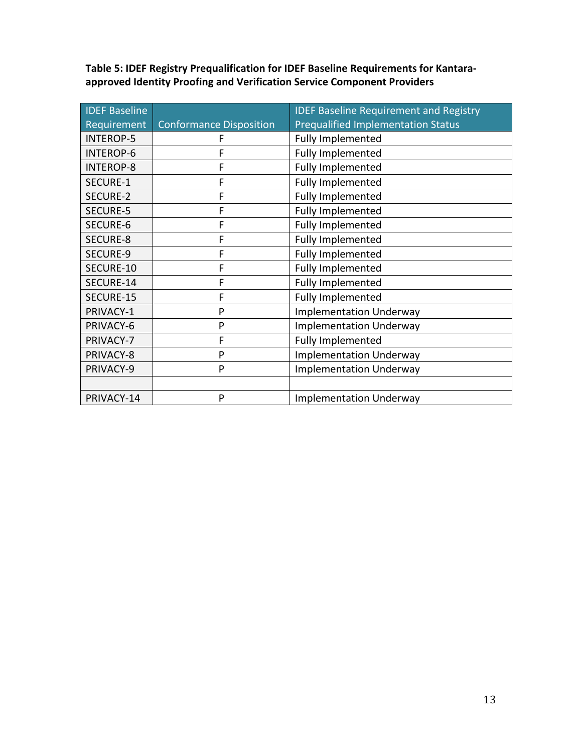**Table 5: IDEF Registry Prequalification for IDEF Baseline Requirements for Kantara-approved Identity Proofing and Verification Service Component Providers**

| IDEF Baseline Requirement | Conformance Disposition | IDEF Baseline Requirement and Registry Prequalified Implementation Status |
|---|---|---|
| INTEROP-5 | F | Fully Implemented |
| INTEROP-6 | F | Fully Implemented |
| INTEROP-8 | F | Fully Implemented |
| SECURE-1 | F | Fully Implemented |
| SECURE-2 | F | Fully Implemented |
| SECURE-5 | F | Fully Implemented |
| SECURE-6 | F | Fully Implemented |
| SECURE-8 | F | Fully Implemented |
| SECURE-9 | F | Fully Implemented |
| SECURE-10 | F | Fully Implemented |
| SECURE-14 | F | Fully Implemented |
| SECURE-15 | F | Fully Implemented |
| PRIVACY-1 | P | Implementation Underway |
| PRIVACY-6 | P | Implementation Underway |
| PRIVACY-7 | F | Fully Implemented |
| PRIVACY-8 | P | Implementation Underway |
| PRIVACY-9 | P | Implementation Underway |
| | | |
| PRIVACY-14 | P | Implementation Underway |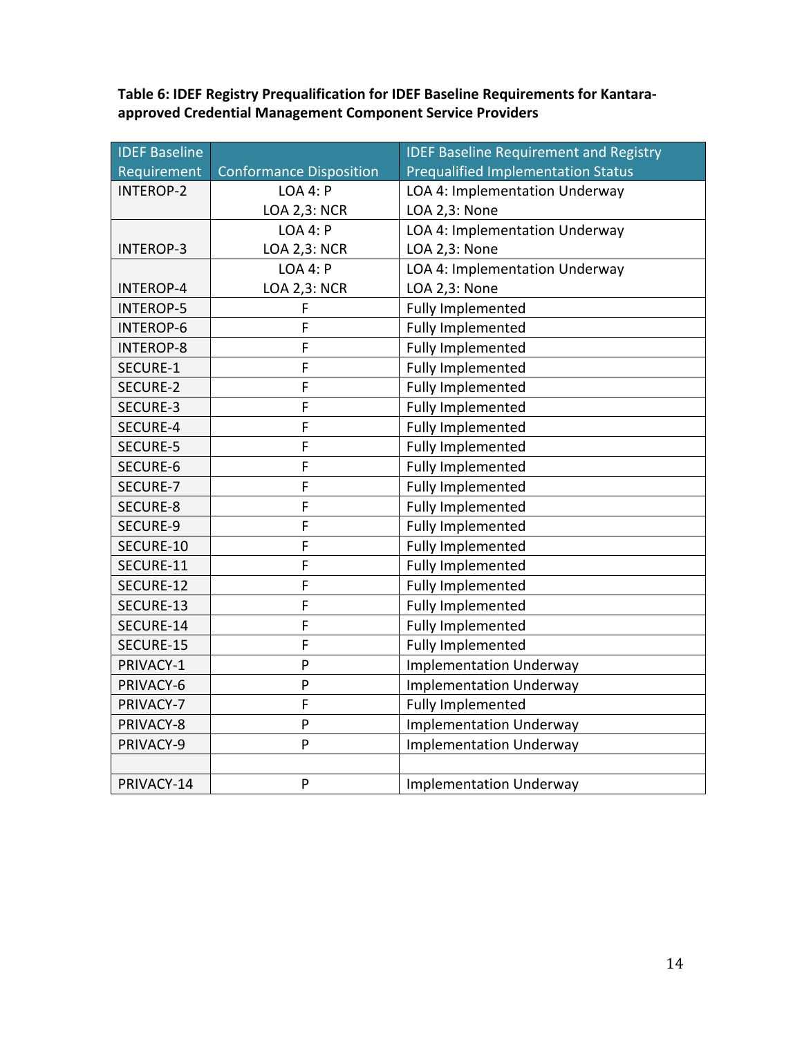**Table 6: IDEF Registry Prequalification for IDEF Baseline Requirements for Kantara-approved Credential Management Component Service Providers**

| IDEF Baseline Requirement | Conformance Disposition | IDEF Baseline Requirement and Registry Prequalified Implementation Status |
|---|---|---|
| INTEROP-2 | LOA 4: P<br>LOA 2,3: NCR | LOA 4: Implementation Underway<br>LOA 2,3: None |
| INTEROP-3 | LOA 4: P<br>LOA 2,3: NCR | LOA 4: Implementation Underway<br>LOA 2,3: None |
| INTEROP-4 | LOA 4: P<br>LOA 2,3: NCR | LOA 4: Implementation Underway<br>LOA 2,3: None |
| INTEROP-5 | F | Fully Implemented |
| INTEROP-6 | F | Fully Implemented |
| INTEROP-8 | F | Fully Implemented |
| SECURE-1 | F | Fully Implemented |
| SECURE-2 | F | Fully Implemented |
| SECURE-3 | F | Fully Implemented |
| SECURE-4 | F | Fully Implemented |
| SECURE-5 | F | Fully Implemented |
| SECURE-6 | F | Fully Implemented |
| SECURE-7 | F | Fully Implemented |
| SECURE-8 | F | Fully Implemented |
| SECURE-9 | F | Fully Implemented |
| SECURE-10 | F | Fully Implemented |
| SECURE-11 | F | Fully Implemented |
| SECURE-12 | F | Fully Implemented |
| SECURE-13 | F | Fully Implemented |
| SECURE-14 | F | Fully Implemented |
| SECURE-15 | F | Fully Implemented |
| PRIVACY-1 | P | Implementation Underway |
| PRIVACY-6 | P | Implementation Underway |
| PRIVACY-7 | F | Fully Implemented |
| PRIVACY-8 | P | Implementation Underway |
| PRIVACY-9 | P | Implementation Underway |
| | | |
| PRIVACY-14 | P | Implementation Underway |